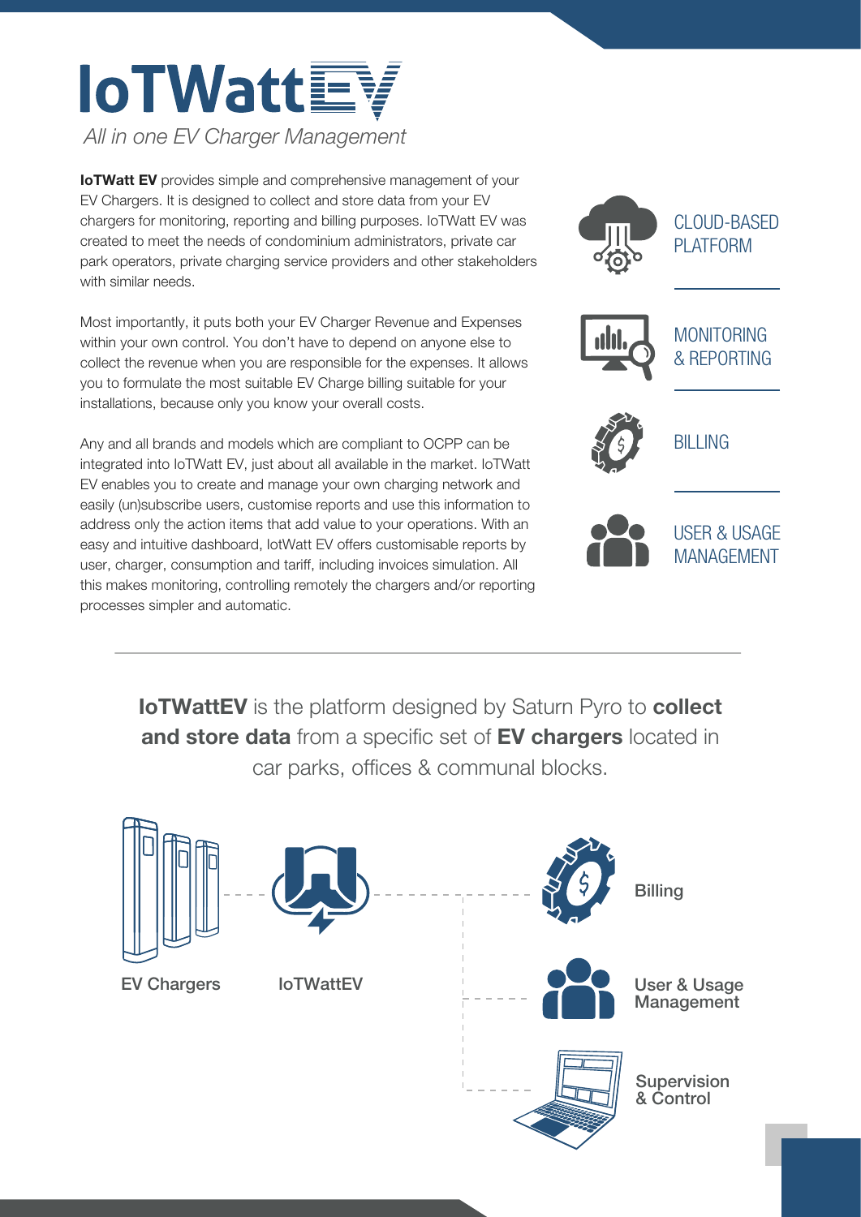# IoTWattEV

*All in one EV Charger Management*

**IoTWatt EV** provides simple and comprehensive management of your EV Chargers. It is designed to collect and store data from your EV chargers for monitoring, reporting and billing purposes. IoTWatt EV was created to meet the needs of condominium administrators, private car park operators, private charging service providers and other stakeholders with similar needs.

Most importantly, it puts both your EV Charger Revenue and Expenses within your own control. You don't have to depend on anyone else to collect the revenue when you are responsible for the expenses. It allows you to formulate the most suitable EV Charge billing suitable for your installations, because only you know your overall costs.

Any and all brands and models which are compliant to OCPP can be integrated into IoTWatt EV, just about all available in the market. IoTWatt EV enables you to create and manage your own charging network and easily (un)subscribe users, customise reports and use this information to address only the action items that add value to your operations. With an easy and intuitive dashboard, IotWatt EV offers customisable reports by user, charger, consumption and tariff, including invoices simulation. All this makes monitoring, controlling remotely the chargers and/or reporting processes simpler and automatic.

- CLOUD-BASED PLATFORM
- MONITORING & REPORTING
- BILLING
- USER & USAGE MANAGEMENT

---

**IoTWattEV** is the platform designed by Saturn Pyro to **collect and store data** from a specific set of **EV chargers** located in car parks, offices & communal blocks.

EV Chargers — IoTWattEV — Billing / User & Usage Management / Supervision & Control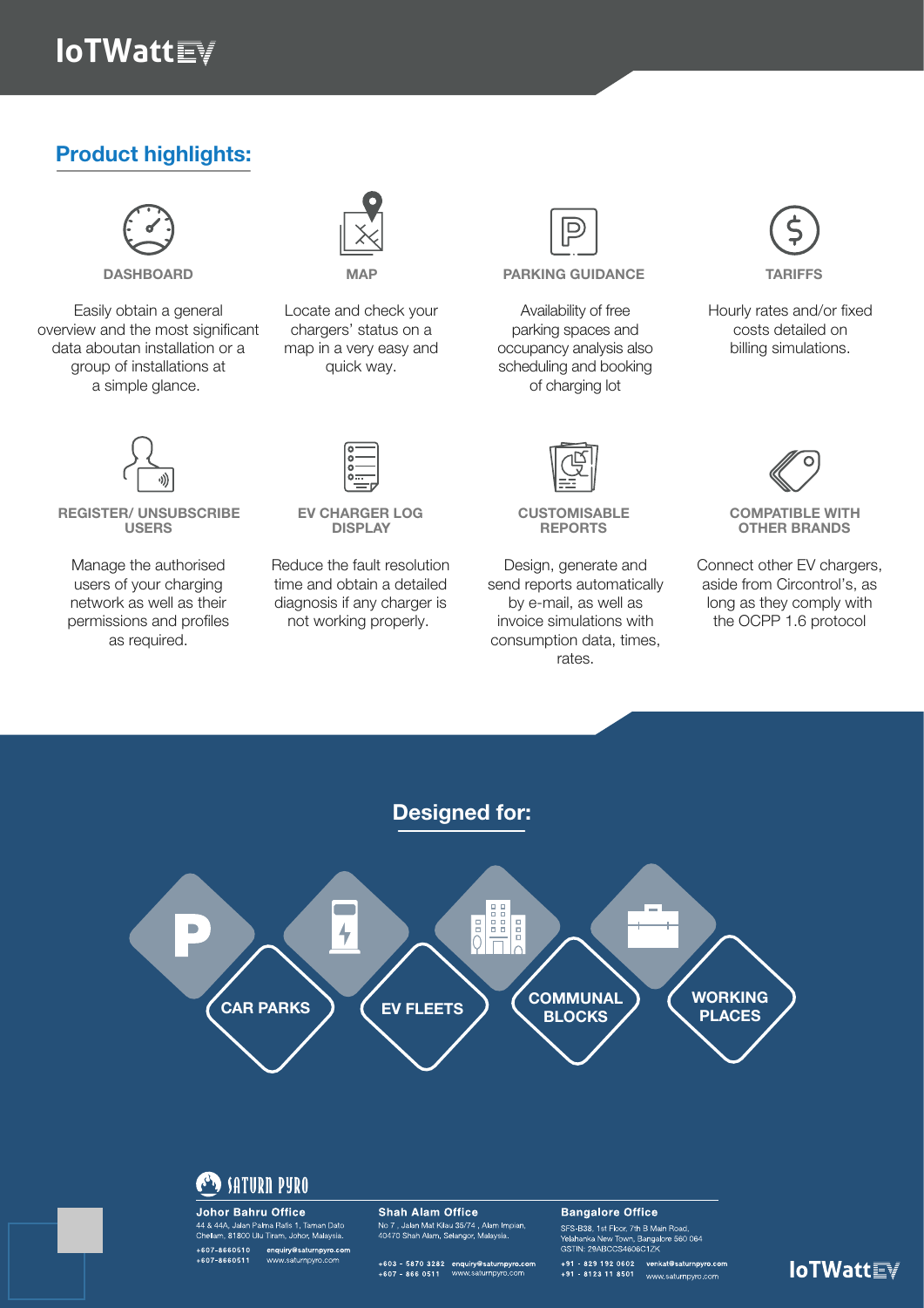IoTWattEV

## Product highlights:

### DASHBOARD

Easily obtain a general overview and the most significant data aboutan installation or a group of installations at a simple glance.

### MAP

Locate and check your chargers' status on a map in a very easy and quick way.

### PARKING GUIDANCE

Availability of free parking spaces and occupancy analysis also scheduling and booking of charging lot

### TARIFFS

Hourly rates and/or fixed costs detailed on billing simulations.

### REGISTER/ UNSUBSCRIBE USERS

Manage the authorised users of your charging network as well as their permissions and profiles as required.

### EV CHARGER LOG DISPLAY

Reduce the fault resolution time and obtain a detailed diagnosis if any charger is not working properly.

### CUSTOMISABLE REPORTS

Design, generate and send reports automatically by e-mail, as well as invoice simulations with consumption data, times, rates.

### COMPATIBLE WITH OTHER BRANDS

Connect other EV chargers, aside from Circontrol's, as long as they comply with the OCPP 1.6 protocol

## Designed for:

CAR PARKS

EV FLEETS

COMMUNAL BLOCKS

WORKING PLACES

SATURN PYRO

**Johor Bahru Office**
44 & 44A, Jalan Palma Raffs 1, Taman Dato Chellam, 81800 Ulu Tiram, Johor, Malaysia.
+607-8660510 enquiry@saturnpyro.com
+607-8660511 www.saturnpyro.com

**Shah Alam Office**
No 7 , Jalan Mat Kilau 35/74 , Alam Impian, 40470 Shah Alam, Selangor, Malaysia.
+603 - 5870 3282 enquiry@saturnpyro.com
+607 - 866 0511 www.saturnpyro.com

**Bangalore Office**
SFS-B38, 1st Floor, 7th B Main Road, Yelahanka New Town, Bangalore 560 064
GSTIN: 29ABCCS4606C1ZK
+91 - 829 192 0602 venkat@saturnpyro.com
+91 - 8123 11 8501 www.saturnpyro.com

IoTWattEV